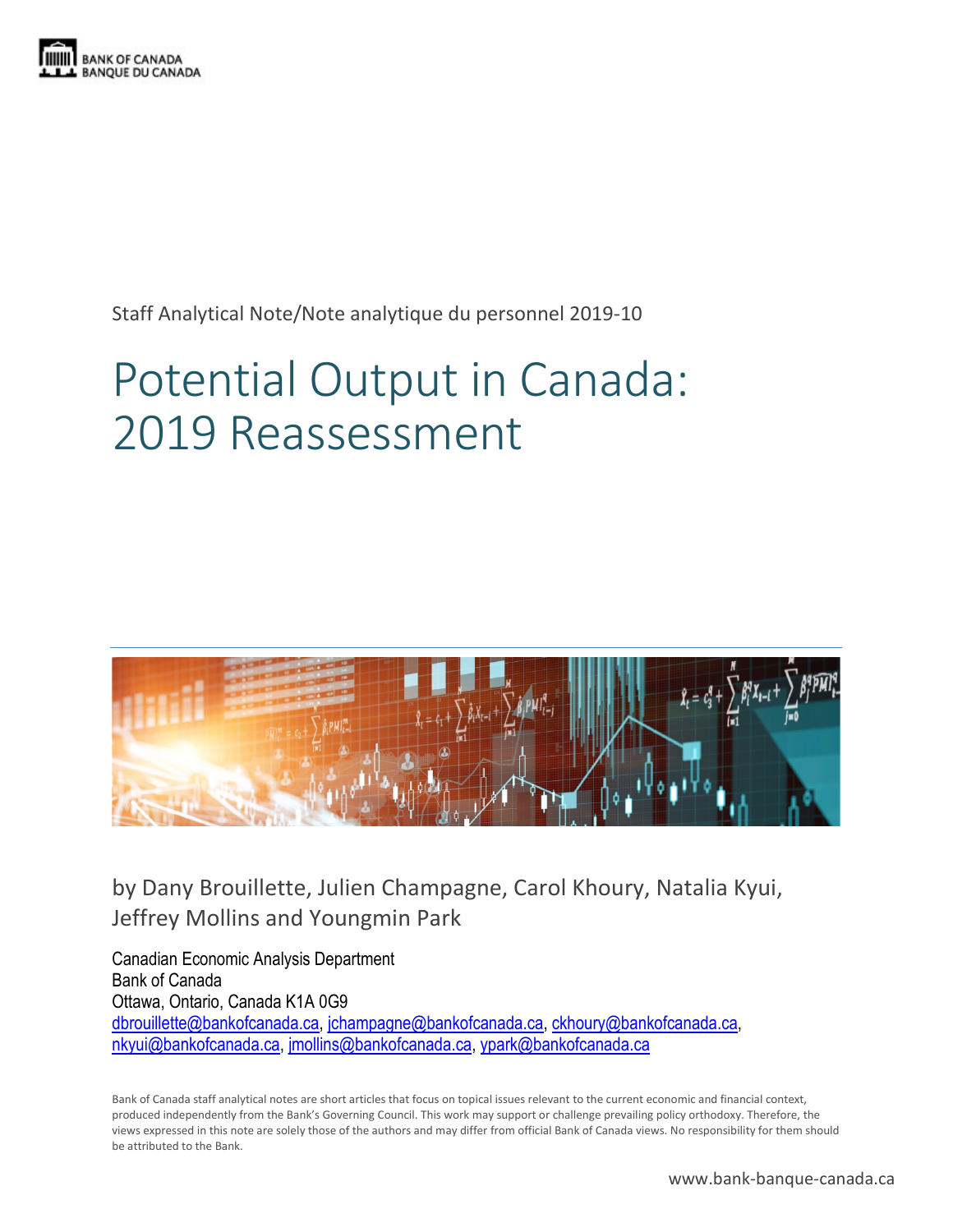BANK OF CANADA
BANQUE DU CANADA

Staff Analytical Note/Note analytique du personnel 2019-10

# Potential Output in Canada: 2019 Reassessment

by Dany Brouillette, Julien Champagne, Carol Khoury, Natalia Kyui, Jeffrey Mollins and Youngmin Park

Canadian Economic Analysis Department
Bank of Canada
Ottawa, Ontario, Canada K1A 0G9
dbrouillette@bankofcanada.ca, jchampagne@bankofcanada.ca, ckhoury@bankofcanada.ca, nkyui@bankofcanada.ca, jmollins@bankofcanada.ca, ypark@bankofcanada.ca

Bank of Canada staff analytical notes are short articles that focus on topical issues relevant to the current economic and financial context, produced independently from the Bank's Governing Council. This work may support or challenge prevailing policy orthodoxy. Therefore, the views expressed in this note are solely those of the authors and may differ from official Bank of Canada views. No responsibility for them should be attributed to the Bank.

www.bank-banque-canada.ca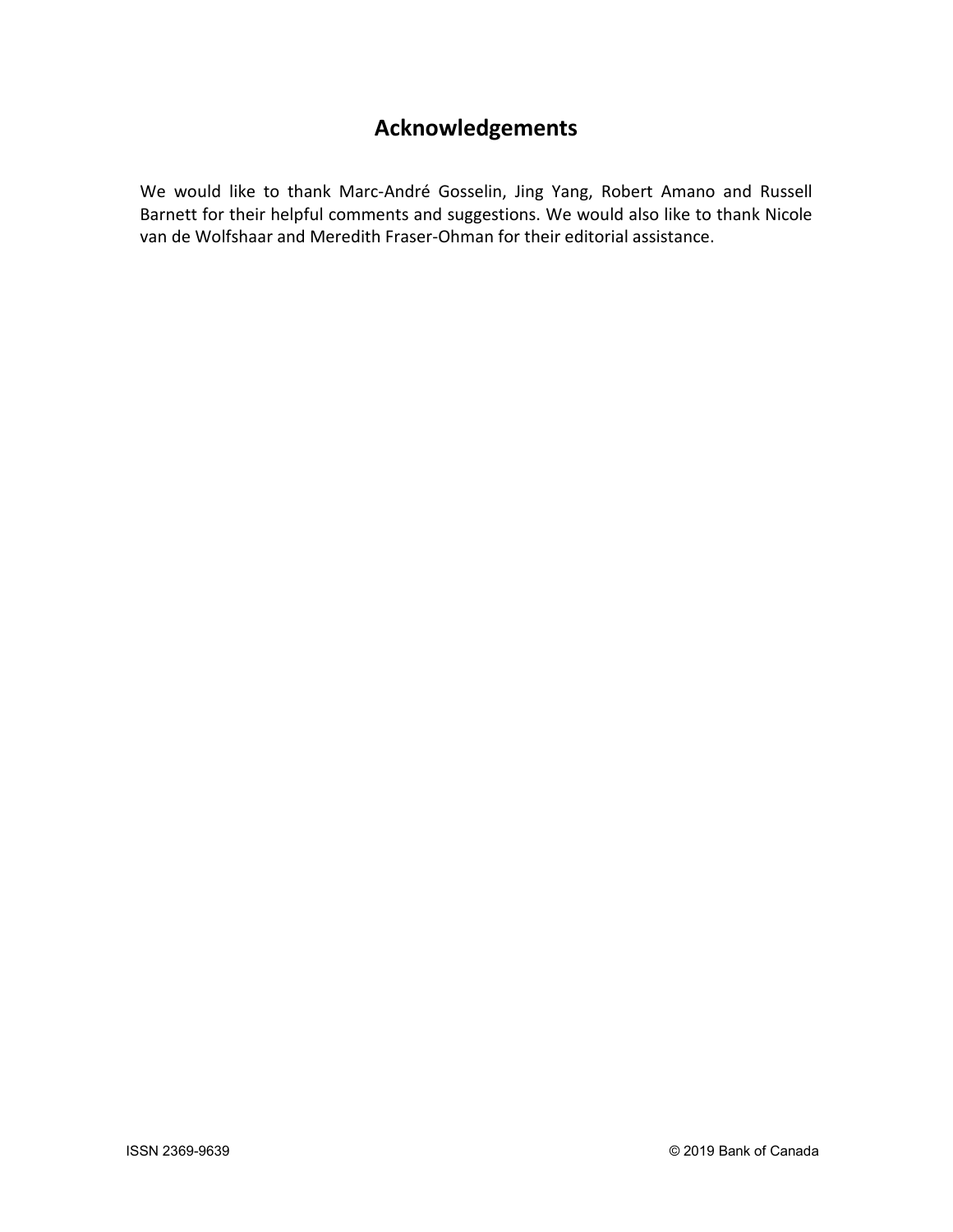## Acknowledgements

We would like to thank Marc-André Gosselin, Jing Yang, Robert Amano and Russell Barnett for their helpful comments and suggestions. We would also like to thank Nicole van de Wolfshaar and Meredith Fraser-Ohman for their editorial assistance.

ISSN 2369-9639 © 2019 Bank of Canada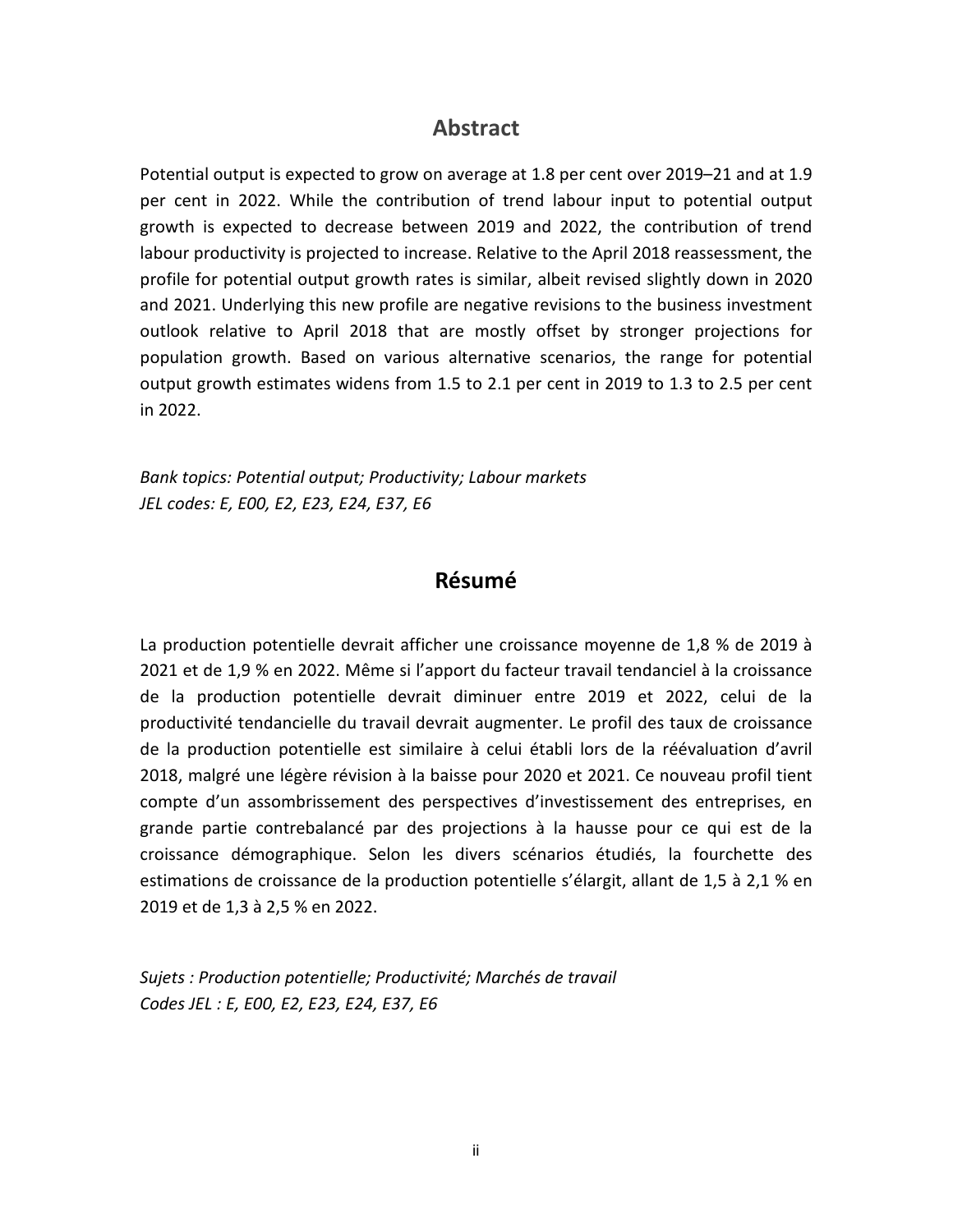## Abstract

Potential output is expected to grow on average at 1.8 per cent over 2019–21 and at 1.9 per cent in 2022. While the contribution of trend labour input to potential output growth is expected to decrease between 2019 and 2022, the contribution of trend labour productivity is projected to increase. Relative to the April 2018 reassessment, the profile for potential output growth rates is similar, albeit revised slightly down in 2020 and 2021. Underlying this new profile are negative revisions to the business investment outlook relative to April 2018 that are mostly offset by stronger projections for population growth. Based on various alternative scenarios, the range for potential output growth estimates widens from 1.5 to 2.1 per cent in 2019 to 1.3 to 2.5 per cent in 2022.

*Bank topics: Potential output; Productivity; Labour markets*
*JEL codes: E, E00, E2, E23, E24, E37, E6*

## Résumé

La production potentielle devrait afficher une croissance moyenne de 1,8 % de 2019 à 2021 et de 1,9 % en 2022. Même si l'apport du facteur travail tendanciel à la croissance de la production potentielle devrait diminuer entre 2019 et 2022, celui de la productivité tendancielle du travail devrait augmenter. Le profil des taux de croissance de la production potentielle est similaire à celui établi lors de la réévaluation d'avril 2018, malgré une légère révision à la baisse pour 2020 et 2021. Ce nouveau profil tient compte d'un assombrissement des perspectives d'investissement des entreprises, en grande partie contrebalancé par des projections à la hausse pour ce qui est de la croissance démographique. Selon les divers scénarios étudiés, la fourchette des estimations de croissance de la production potentielle s'élargit, allant de 1,5 à 2,1 % en 2019 et de 1,3 à 2,5 % en 2022.

*Sujets : Production potentielle; Productivité; Marchés de travail*
*Codes JEL : E, E00, E2, E23, E24, E37, E6*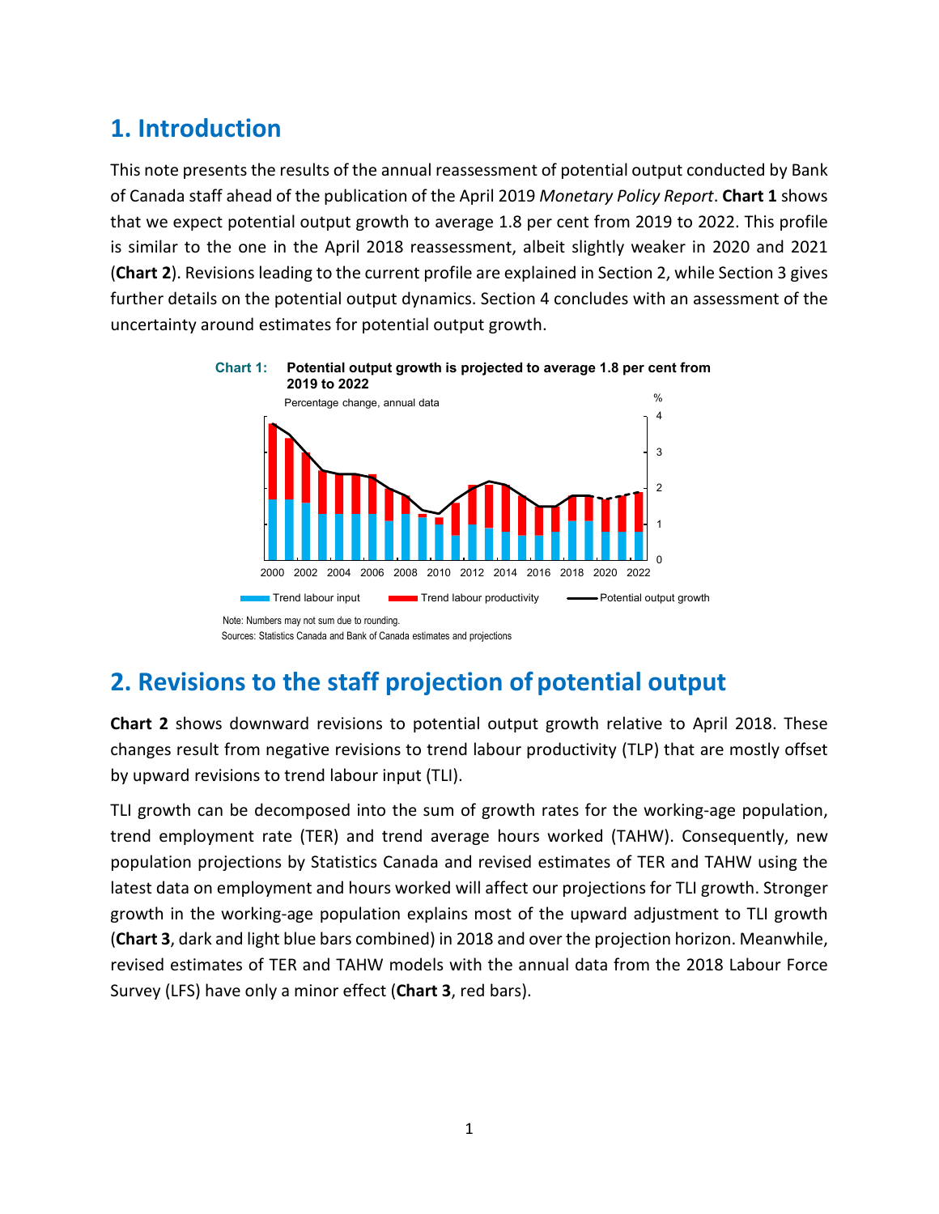# 1. Introduction

This note presents the results of the annual reassessment of potential output conducted by Bank of Canada staff ahead of the publication of the April 2019 *Monetary Policy Report*. **Chart 1** shows that we expect potential output growth to average 1.8 per cent from 2019 to 2022. This profile is similar to the one in the April 2018 reassessment, albeit slightly weaker in 2020 and 2021 (**Chart 2**). Revisions leading to the current profile are explained in Section 2, while Section 3 gives further details on the potential output dynamics. Section 4 concludes with an assessment of the uncertainty around estimates for potential output growth.

**Chart 1: Potential output growth is projected to average 1.8 per cent from 2019 to 2022**

Percentage change, annual data

Trend labour input | Trend labour productivity | Potential output growth

Note: Numbers may not sum due to rounding.
Sources: Statistics Canada and Bank of Canada estimates and projections

# 2. Revisions to the staff projection of potential output

**Chart 2** shows downward revisions to potential output growth relative to April 2018. These changes result from negative revisions to trend labour productivity (TLP) that are mostly offset by upward revisions to trend labour input (TLI).

TLI growth can be decomposed into the sum of growth rates for the working-age population, trend employment rate (TER) and trend average hours worked (TAHW). Consequently, new population projections by Statistics Canada and revised estimates of TER and TAHW using the latest data on employment and hours worked will affect our projections for TLI growth. Stronger growth in the working-age population explains most of the upward adjustment to TLI growth (**Chart 3**, dark and light blue bars combined) in 2018 and over the projection horizon. Meanwhile, revised estimates of TER and TAHW models with the annual data from the 2018 Labour Force Survey (LFS) have only a minor effect (**Chart 3**, red bars).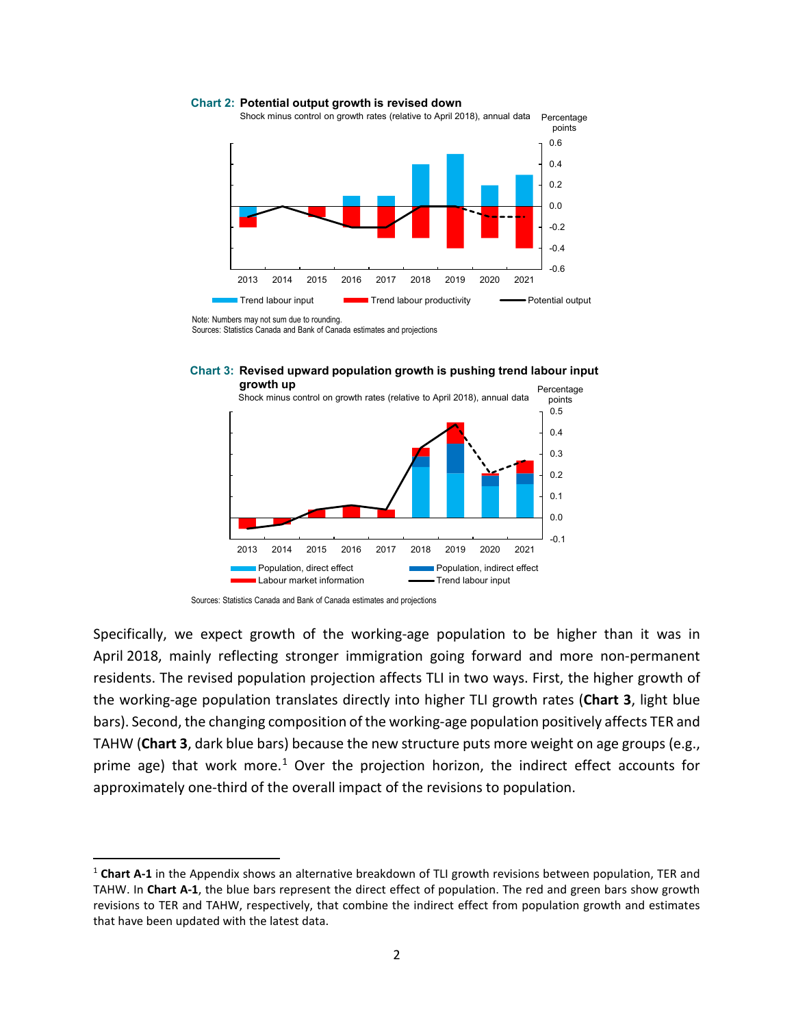**Chart 2: Potential output growth is revised down**

Shock minus control on growth rates (relative to April 2018), annual data

Percentage points

Trend labour input | Trend labour productivity | Potential output

Note: Numbers may not sum due to rounding.
Sources: Statistics Canada and Bank of Canada estimates and projections

**Chart 3: Revised upward population growth is pushing trend labour input growth up**

Shock minus control on growth rates (relative to April 2018), annual data

Percentage points

Population, direct effect | Population, indirect effect | Labour market information | Trend labour input

Sources: Statistics Canada and Bank of Canada estimates and projections

Specifically, we expect growth of the working-age population to be higher than it was in April 2018, mainly reflecting stronger immigration going forward and more non-permanent residents. The revised population projection affects TLI in two ways. First, the higher growth of the working-age population translates directly into higher TLI growth rates (**Chart 3**, light blue bars). Second, the changing composition of the working-age population positively affects TER and TAHW (**Chart 3**, dark blue bars) because the new structure puts more weight on age groups (e.g., prime age) that work more.[1] Over the projection horizon, the indirect effect accounts for approximately one-third of the overall impact of the revisions to population.

---

[1] **Chart A-1** in the Appendix shows an alternative breakdown of TLI growth revisions between population, TER and TAHW. In **Chart A-1**, the blue bars represent the direct effect of population. The red and green bars show growth revisions to TER and TAHW, respectively, that combine the indirect effect from population growth and estimates that have been updated with the latest data.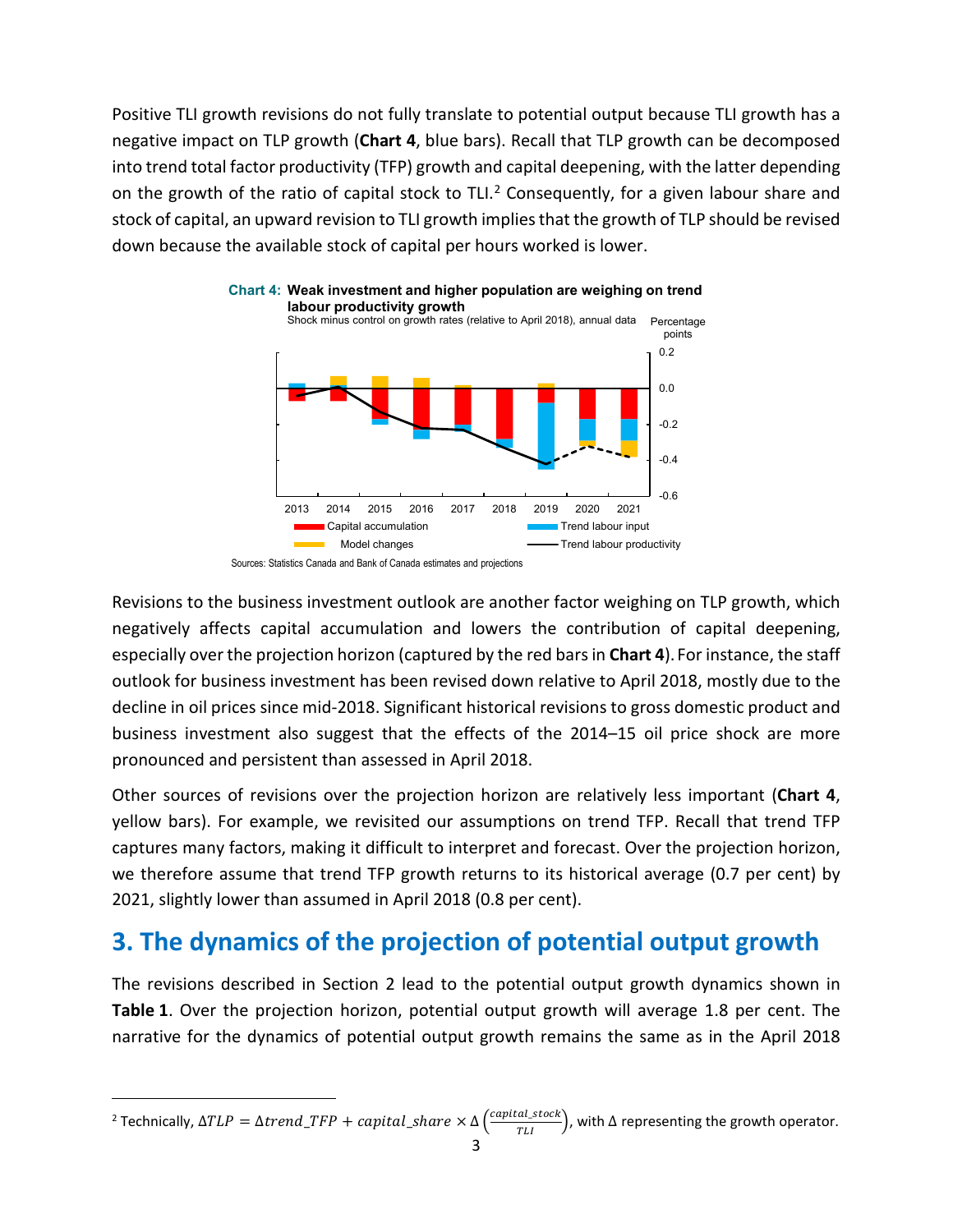Positive TLI growth revisions do not fully translate to potential output because TLI growth has a negative impact on TLP growth (**Chart 4**, blue bars). Recall that TLP growth can be decomposed into trend total factor productivity (TFP) growth and capital deepening, with the latter depending on the growth of the ratio of capital stock to TLI.[2] Consequently, for a given labour share and stock of capital, an upward revision to TLI growth implies that the growth of TLP should be revised down because the available stock of capital per hours worked is lower.

**Chart 4: Weak investment and higher population are weighing on trend labour productivity growth**

Shock minus control on growth rates (relative to April 2018), annual data

Sources: Statistics Canada and Bank of Canada estimates and projections

Revisions to the business investment outlook are another factor weighing on TLP growth, which negatively affects capital accumulation and lowers the contribution of capital deepening, especially over the projection horizon (captured by the red bars in **Chart 4**). For instance, the staff outlook for business investment has been revised down relative to April 2018, mostly due to the decline in oil prices since mid-2018. Significant historical revisions to gross domestic product and business investment also suggest that the effects of the 2014–15 oil price shock are more pronounced and persistent than assessed in April 2018.

Other sources of revisions over the projection horizon are relatively less important (**Chart 4**, yellow bars). For example, we revisited our assumptions on trend TFP. Recall that trend TFP captures many factors, making it difficult to interpret and forecast. Over the projection horizon, we therefore assume that trend TFP growth returns to its historical average (0.7 per cent) by 2021, slightly lower than assumed in April 2018 (0.8 per cent).

## 3. The dynamics of the projection of potential output growth

The revisions described in Section 2 lead to the potential output growth dynamics shown in **Table 1**. Over the projection horizon, potential output growth will average 1.8 per cent. The narrative for the dynamics of potential output growth remains the same as in the April 2018

---

[2] Technically, $\Delta TLP = \Delta trend\_TFP + capital\_share \times \Delta\left(\frac{capital\_stock}{TLI}\right)$, with $\Delta$ representing the growth operator.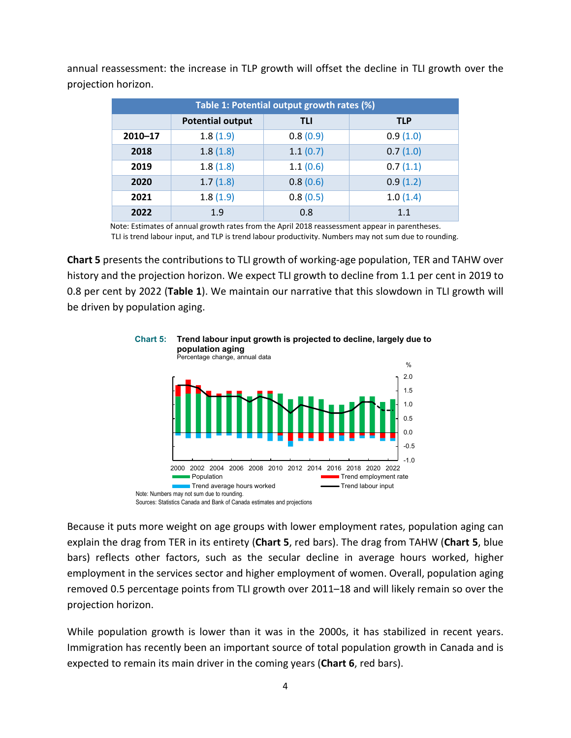annual reassessment: the increase in TLP growth will offset the decline in TLI growth over the projection horizon.

| Table 1: Potential output growth rates (%) | | | |
|---|---|---|---|
| | Potential output | TLI | TLP |
| **2010–17** | 1.8 (1.9) | 0.8 (0.9) | 0.9 (1.0) |
| **2018** | 1.8 (1.8) | 1.1 (0.7) | 0.7 (1.0) |
| **2019** | 1.8 (1.8) | 1.1 (0.6) | 0.7 (1.1) |
| **2020** | 1.7 (1.8) | 0.8 (0.6) | 0.9 (1.2) |
| **2021** | 1.8 (1.9) | 0.8 (0.5) | 1.0 (1.4) |
| **2022** | 1.9 | 0.8 | 1.1 |

Note: Estimates of annual growth rates from the April 2018 reassessment appear in parentheses. TLI is trend labour input, and TLP is trend labour productivity. Numbers may not sum due to rounding.

**Chart 5** presents the contributions to TLI growth of working-age population, TER and TAHW over history and the projection horizon. We expect TLI growth to decline from 1.1 per cent in 2019 to 0.8 per cent by 2022 (**Table 1**). We maintain our narrative that this slowdown in TLI growth will be driven by population aging.

**Chart 5: Trend labour input growth is projected to decline, largely due to population aging**
Percentage change, annual data

Note: Numbers may not sum due to rounding.
Sources: Statistics Canada and Bank of Canada estimates and projections

Because it puts more weight on age groups with lower employment rates, population aging can explain the drag from TER in its entirety (**Chart 5**, red bars). The drag from TAHW (**Chart 5**, blue bars) reflects other factors, such as the secular decline in average hours worked, higher employment in the services sector and higher employment of women. Overall, population aging removed 0.5 percentage points from TLI growth over 2011–18 and will likely remain so over the projection horizon.

While population growth is lower than it was in the 2000s, it has stabilized in recent years. Immigration has recently been an important source of total population growth in Canada and is expected to remain its main driver in the coming years (**Chart 6**, red bars).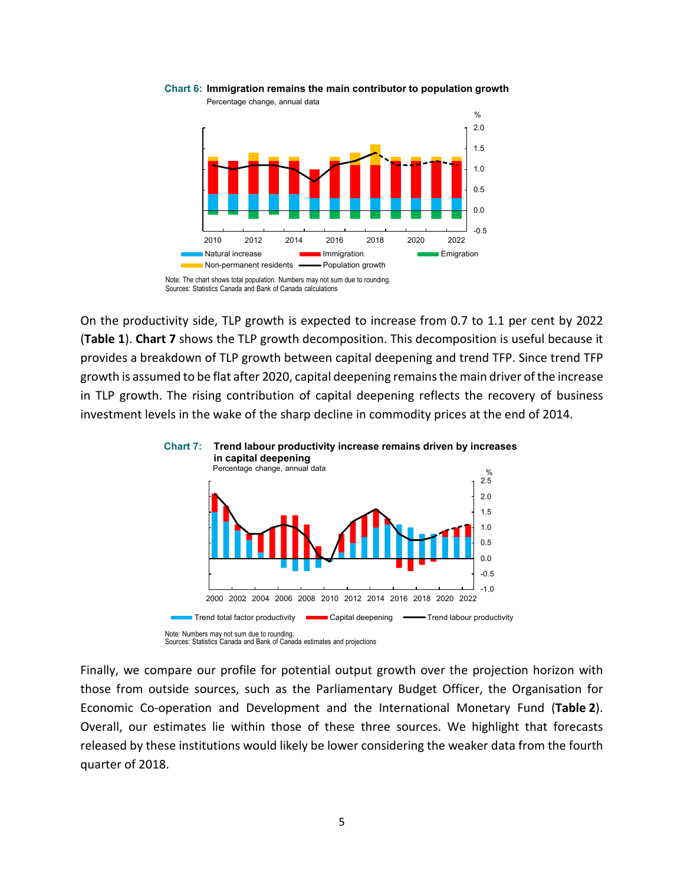**Chart 6: Immigration remains the main contributor to population growth**

Percentage change, annual data

Note: The chart shows total population. Numbers may not sum due to rounding.
Sources: Statistics Canada and Bank of Canada calculations

On the productivity side, TLP growth is expected to increase from 0.7 to 1.1 per cent by 2022 (**Table 1**). **Chart 7** shows the TLP growth decomposition. This decomposition is useful because it provides a breakdown of TLP growth between capital deepening and trend TFP. Since trend TFP growth is assumed to be flat after 2020, capital deepening remains the main driver of the increase in TLP growth. The rising contribution of capital deepening reflects the recovery of business investment levels in the wake of the sharp decline in commodity prices at the end of 2014.

**Chart 7: Trend labour productivity increase remains driven by increases in capital deepening**

Percentage change, annual data

Note: Numbers may not sum due to rounding.
Sources: Statistics Canada and Bank of Canada estimates and projections

Finally, we compare our profile for potential output growth over the projection horizon with those from outside sources, such as the Parliamentary Budget Officer, the Organisation for Economic Co-operation and Development and the International Monetary Fund (**Table 2**). Overall, our estimates lie within those of these three sources. We highlight that forecasts released by these institutions would likely be lower considering the weaker data from the fourth quarter of 2018.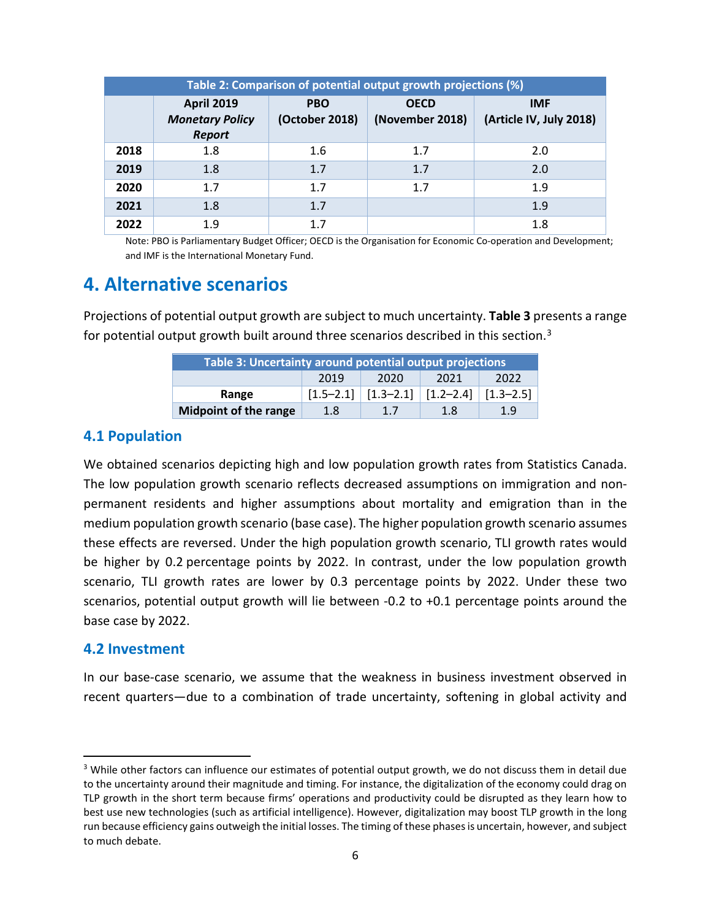**Table 2: Comparison of potential output growth projections (%)**

| | April 2019 *Monetary Policy Report* | PBO (October 2018) | OECD (November 2018) | IMF (Article IV, July 2018) |
|---|---|---|---|---|
| **2018** | 1.8 | 1.6 | 1.7 | 2.0 |
| **2019** | 1.8 | 1.7 | 1.7 | 2.0 |
| **2020** | 1.7 | 1.7 | 1.7 | 1.9 |
| **2021** | 1.8 | 1.7 | | 1.9 |
| **2022** | 1.9 | 1.7 | | 1.8 |

Note: PBO is Parliamentary Budget Officer; OECD is the Organisation for Economic Co-operation and Development; and IMF is the International Monetary Fund.

## 4. Alternative scenarios

Projections of potential output growth are subject to much uncertainty. **Table 3** presents a range for potential output growth built around three scenarios described in this section.[3]

**Table 3: Uncertainty around potential output projections**

| | 2019 | 2020 | 2021 | 2022 |
|---|---|---|---|---|
| **Range** | [1.5–2.1] | [1.3–2.1] | [1.2–2.4] | [1.3–2.5] |
| **Midpoint of the range** | 1.8 | 1.7 | 1.8 | 1.9 |

### 4.1 Population

We obtained scenarios depicting high and low population growth rates from Statistics Canada. The low population growth scenario reflects decreased assumptions on immigration and non-permanent residents and higher assumptions about mortality and emigration than in the medium population growth scenario (base case). The higher population growth scenario assumes these effects are reversed. Under the high population growth scenario, TLI growth rates would be higher by 0.2 percentage points by 2022. In contrast, under the low population growth scenario, TLI growth rates are lower by 0.3 percentage points by 2022. Under these two scenarios, potential output growth will lie between -0.2 to +0.1 percentage points around the base case by 2022.

### 4.2 Investment

In our base-case scenario, we assume that the weakness in business investment observed in recent quarters—due to a combination of trade uncertainty, softening in global activity and

---

[3] While other factors can influence our estimates of potential output growth, we do not discuss them in detail due to the uncertainty around their magnitude and timing. For instance, the digitalization of the economy could drag on TLP growth in the short term because firms' operations and productivity could be disrupted as they learn how to best use new technologies (such as artificial intelligence). However, digitalization may boost TLP growth in the long run because efficiency gains outweigh the initial losses. The timing of these phases is uncertain, however, and subject to much debate.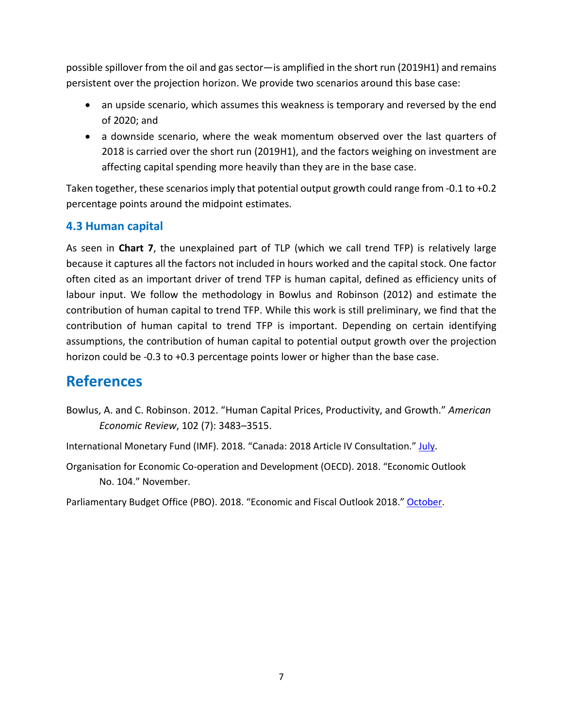possible spillover from the oil and gas sector—is amplified in the short run (2019H1) and remains persistent over the projection horizon. We provide two scenarios around this base case:

- an upside scenario, which assumes this weakness is temporary and reversed by the end of 2020; and
- a downside scenario, where the weak momentum observed over the last quarters of 2018 is carried over the short run (2019H1), and the factors weighing on investment are affecting capital spending more heavily than they are in the base case.

Taken together, these scenarios imply that potential output growth could range from -0.1 to +0.2 percentage points around the midpoint estimates.

### 4.3 Human capital

As seen in **Chart 7**, the unexplained part of TLP (which we call trend TFP) is relatively large because it captures all the factors not included in hours worked and the capital stock. One factor often cited as an important driver of trend TFP is human capital, defined as efficiency units of labour input. We follow the methodology in Bowlus and Robinson (2012) and estimate the contribution of human capital to trend TFP. While this work is still preliminary, we find that the contribution of human capital to trend TFP is important. Depending on certain identifying assumptions, the contribution of human capital to potential output growth over the projection horizon could be -0.3 to +0.3 percentage points lower or higher than the base case.

## References

Bowlus, A. and C. Robinson. 2012. "Human Capital Prices, Productivity, and Growth." *American Economic Review*, 102 (7): 3483–3515.

International Monetary Fund (IMF). 2018. "Canada: 2018 Article IV Consultation." July.

Organisation for Economic Co-operation and Development (OECD). 2018. "Economic Outlook No. 104." November.

Parliamentary Budget Office (PBO). 2018. "Economic and Fiscal Outlook 2018." October.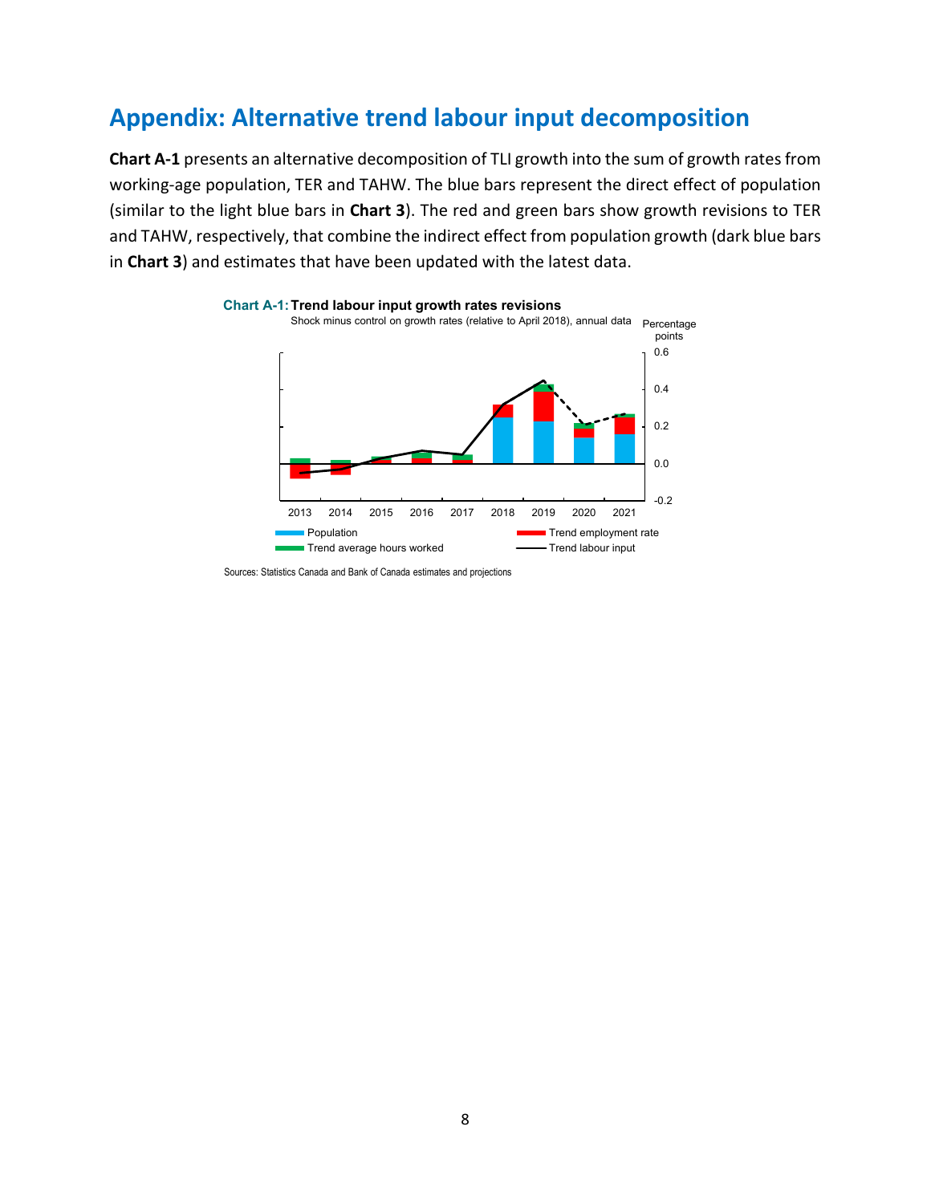## Appendix: Alternative trend labour input decomposition

**Chart A-1** presents an alternative decomposition of TLI growth into the sum of growth rates from working-age population, TER and TAHW. The blue bars represent the direct effect of population (similar to the light blue bars in **Chart 3**). The red and green bars show growth revisions to TER and TAHW, respectively, that combine the indirect effect from population growth (dark blue bars in **Chart 3**) and estimates that have been updated with the latest data.

Chart A-1: Trend labour input growth rates revisions

Shock minus control on growth rates (relative to April 2018), annual data

Percentage points

0.6
0.4
0.2
0.0
-0.2

2013 2014 2015 2016 2017 2018 2019 2020 2021

Population
Trend employment rate
Trend average hours worked
Trend labour input

Sources: Statistics Canada and Bank of Canada estimates and projections